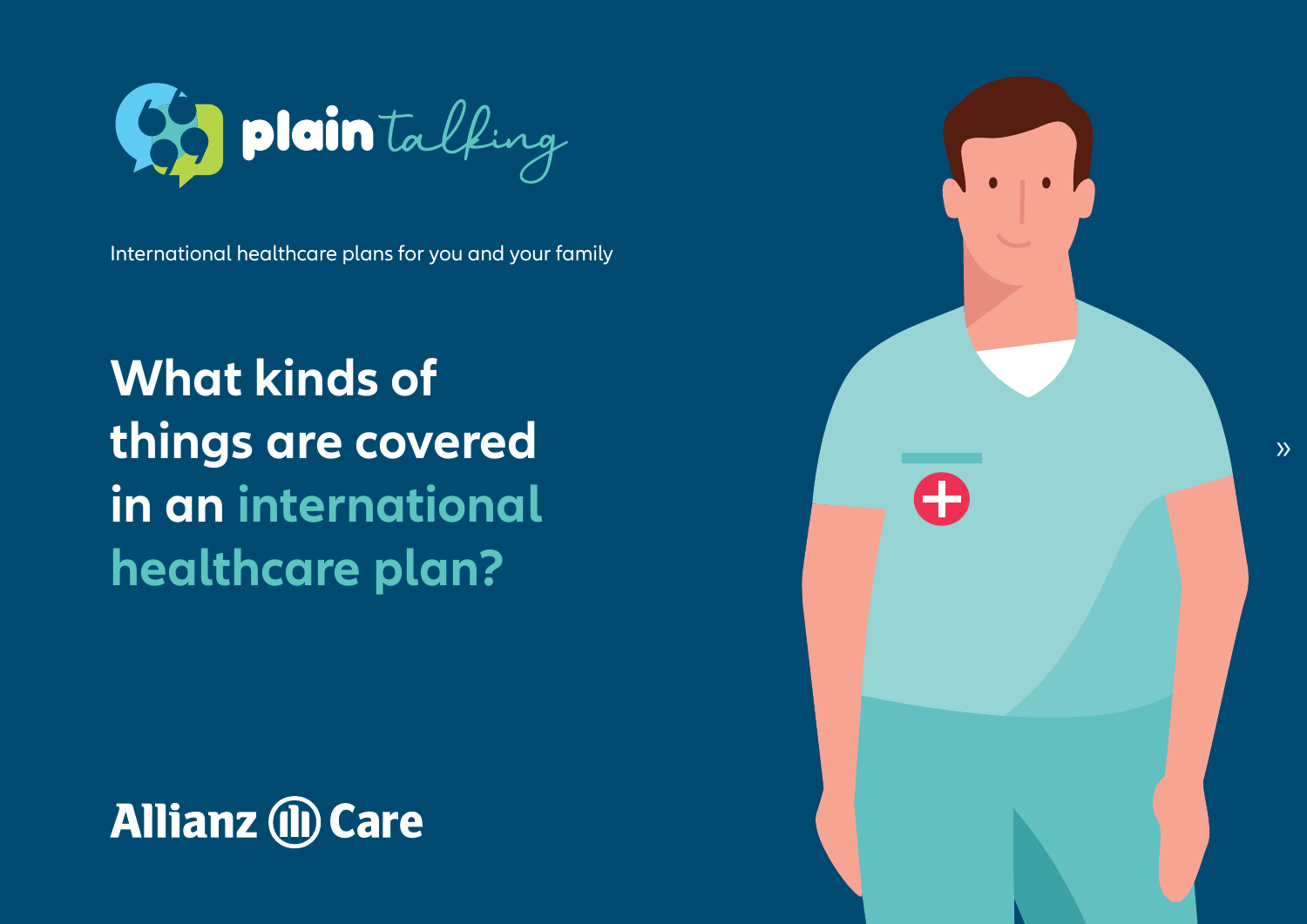plain talking

International healthcare plans for you and your family

# What kinds of things are covered in an international healthcare plan?

Allianz Care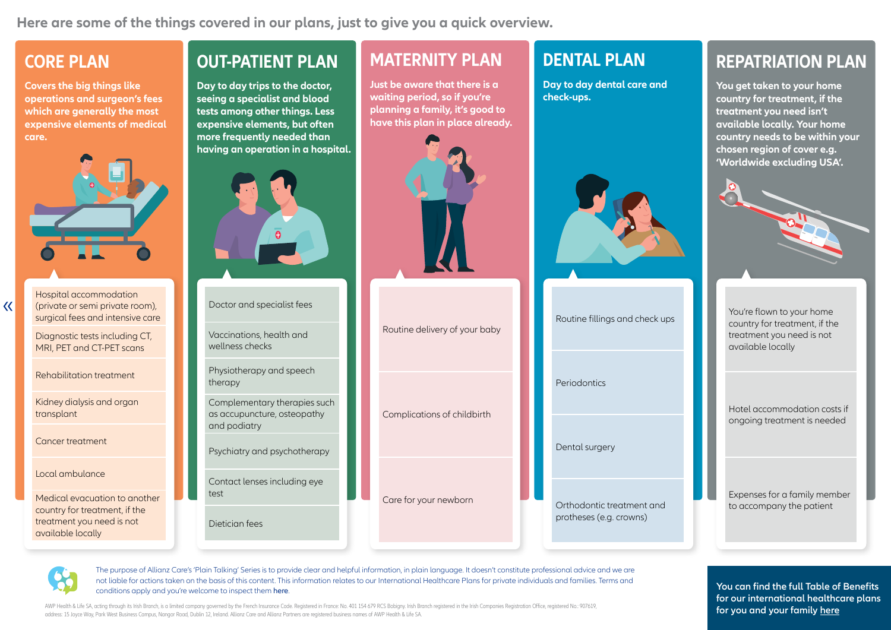Here are some of the things covered in our plans, just to give you a quick overview.

## CORE PLAN

Covers the big things like operations and surgeon's fees which are generally the most expensive elements of medical care.

- Hospital accommodation (private or semi private room), surgical fees and intensive care
- Diagnostic tests including CT, MRI, PET and CT-PET scans
- Rehabilitation treatment
- Kidney dialysis and organ transplant
- Cancer treatment
- Local ambulance
- Medical evacuation to another country for treatment, if the treatment you need is not available locally

## OUT-PATIENT PLAN

Day to day trips to the doctor, seeing a specialist and blood tests among other things. Less expensive elements, but often more frequently needed than having an operation in a hospital.

- Doctor and specialist fees
- Vaccinations, health and wellness checks
- Physiotherapy and speech therapy
- Complementary therapies such as accupuncture, osteopathy and podiatry
- Psychiatry and psychotherapy
- Contact lenses including eye test
- Dietician fees

## MATERNITY PLAN

Just be aware that there is a waiting period, so if you're planning a family, it's good to have this plan in place already.

- Routine delivery of your baby
- Complications of childbirth
- Care for your newborn

## DENTAL PLAN

Day to day dental care and check-ups.

- Routine fillings and check ups
- Periodontics
- Dental surgery
- Orthodontic treatment and protheses (e.g. crowns)

## REPATRIATION PLAN

You get taken to your home country for treatment, if the treatment you need isn't available locally. Your home country needs to be within your chosen region of cover e.g. 'Worldwide excluding USA'.

- You're flown to your home country for treatment, if the treatment you need is not available locally
- Hotel accommodation costs if ongoing treatment is needed
- Expenses for a family member to accompany the patient

The purpose of Allianz Care's 'Plain Talking' Series is to provide clear and helpful information, in plain language. It doesn't constitute professional advice and we are not liable for actions taken on the basis of this content. This information relates to our International Healthcare Plans for private individuals and families. Terms and conditions apply and you're welcome to inspect them here.

You can find the full Table of Benefits for our international healthcare plans for you and your family here

AWP Health & Life SA, acting through its Irish Branch, is a limited company governed by the French Insurance Code. Registered in France: No. 401 154 679 RCS Bobigny. Irish Branch registered in the Irish Companies Registration Office, registered No.: 907619, address: 15 Joyce Way, Park West Business Campus, Nangor Road, Dublin 12, Ireland. Allianz Care and Allianz Partners are registered business names of AWP Health & Life SA.